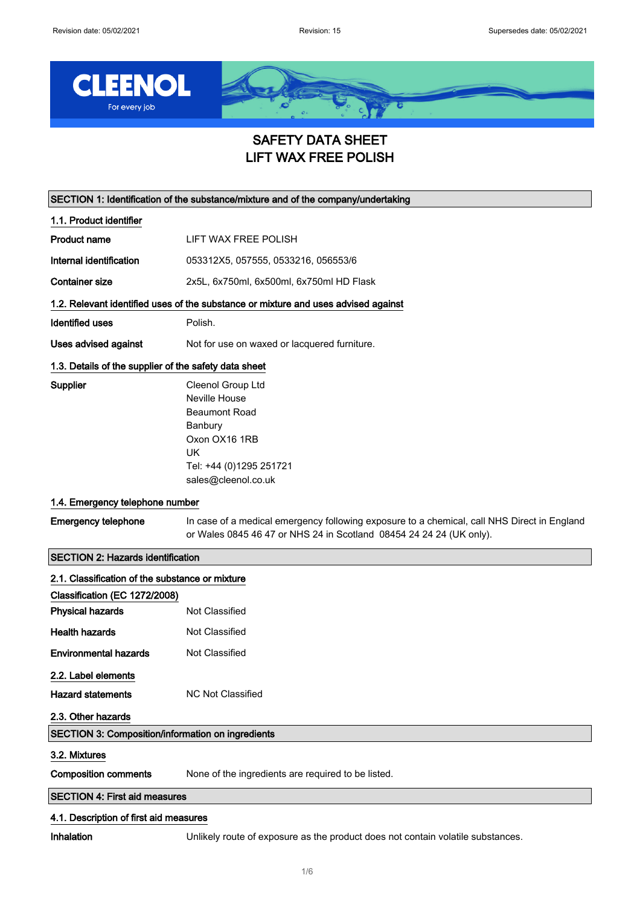# SAFETY DATA SHEET
# LIFT WAX FREE POLISH

## SECTION 1: Identification of the substance/mixture and of the company/undertaking

### 1.1. Product identifier

**Product name** LIFT WAX FREE POLISH

**Internal identification** 053312X5, 057555, 0533216, 056553/6

**Container size** 2x5L, 6x750ml, 6x500ml, 6x750ml HD Flask

### 1.2. Relevant identified uses of the substance or mixture and uses advised against

**Identified uses** Polish.

**Uses advised against** Not for use on waxed or lacquered furniture.

### 1.3. Details of the supplier of the safety data sheet

**Supplier**
Cleenol Group Ltd
Neville House
Beaumont Road
Banbury
Oxon OX16 1RB
UK
Tel: +44 (0)1295 251721
sales@cleenol.co.uk

### 1.4. Emergency telephone number

**Emergency telephone** In case of a medical emergency following exposure to a chemical, call NHS Direct in England or Wales 0845 46 47 or NHS 24 in Scotland 08454 24 24 24 (UK only).

## SECTION 2: Hazards identification

### 2.1. Classification of the substance or mixture

**Classification (EC 1272/2008)**

**Physical hazards** Not Classified

**Health hazards** Not Classified

**Environmental hazards** Not Classified

### 2.2. Label elements

**Hazard statements** NC Not Classified

### 2.3. Other hazards

## SECTION 3: Composition/information on ingredients

### 3.2. Mixtures

**Composition comments** None of the ingredients are required to be listed.

## SECTION 4: First aid measures

### 4.1. Description of first aid measures

**Inhalation** Unlikely route of exposure as the product does not contain volatile substances.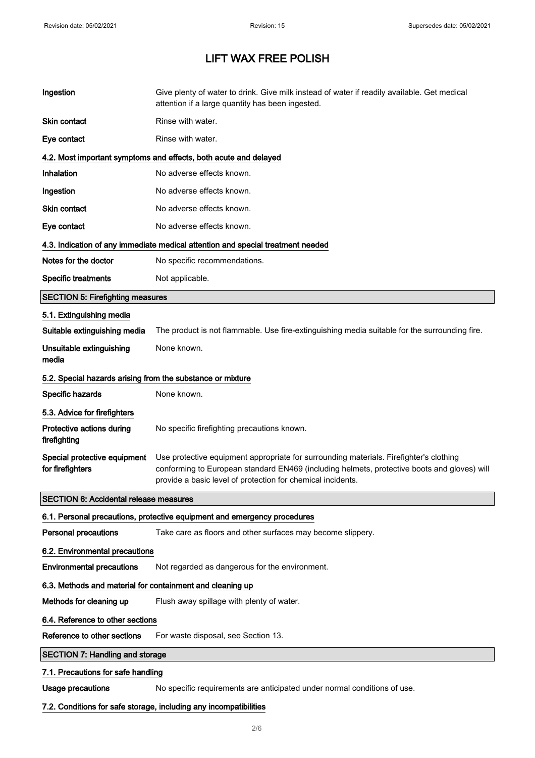| | |
|---|---|
| **Ingestion** | Give plenty of water to drink. Give milk instead of water if readily available. Get medical attention if a large quantity has been ingested. |
| **Skin contact** | Rinse with water. |
| **Eye contact** | Rinse with water. |

### 4.2. Most important symptoms and effects, both acute and delayed

| | |
|---|---|
| **Inhalation** | No adverse effects known. |
| **Ingestion** | No adverse effects known. |
| **Skin contact** | No adverse effects known. |
| **Eye contact** | No adverse effects known. |

### 4.3. Indication of any immediate medical attention and special treatment needed

| | |
|---|---|
| **Notes for the doctor** | No specific recommendations. |
| **Specific treatments** | Not applicable. |

## SECTION 5: Firefighting measures

### 5.1. Extinguishing media

| | |
|---|---|
| **Suitable extinguishing media** | The product is not flammable. Use fire-extinguishing media suitable for the surrounding fire. |
| **Unsuitable extinguishing media** | None known. |

### 5.2. Special hazards arising from the substance or mixture

| | |
|---|---|
| **Specific hazards** | None known. |

### 5.3. Advice for firefighters

| | |
|---|---|
| **Protective actions during firefighting** | No specific firefighting precautions known. |
| **Special protective equipment for firefighters** | Use protective equipment appropriate for surrounding materials. Firefighter's clothing conforming to European standard EN469 (including helmets, protective boots and gloves) will provide a basic level of protection for chemical incidents. |

## SECTION 6: Accidental release measures

### 6.1. Personal precautions, protective equipment and emergency procedures

| | |
|---|---|
| **Personal precautions** | Take care as floors and other surfaces may become slippery. |

### 6.2. Environmental precautions

| | |
|---|---|
| **Environmental precautions** | Not regarded as dangerous for the environment. |

### 6.3. Methods and material for containment and cleaning up

| | |
|---|---|
| **Methods for cleaning up** | Flush away spillage with plenty of water. |

### 6.4. Reference to other sections

| | |
|---|---|
| **Reference to other sections** | For waste disposal, see Section 13. |

## SECTION 7: Handling and storage

### 7.1. Precautions for safe handling

| | |
|---|---|
| **Usage precautions** | No specific requirements are anticipated under normal conditions of use. |

### 7.2. Conditions for safe storage, including any incompatibilities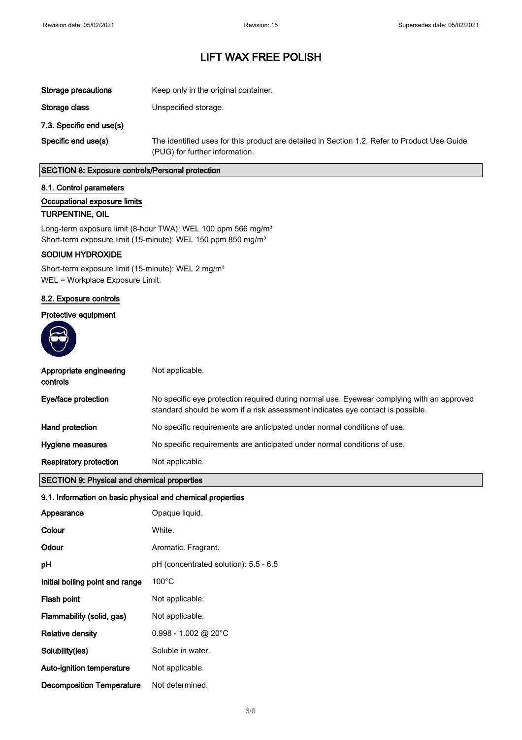# LIFT WAX FREE POLISH

| | |
|---|---|
| **Storage precautions** | Keep only in the original container. |
| **Storage class** | Unspecified storage. |

### 7.3. Specific end use(s)

| | |
|---|---|
| **Specific end use(s)** | The identified uses for this product are detailed in Section 1.2. Refer to Product Use Guide (PUG) for further information. |

## SECTION 8: Exposure controls/Personal protection

### 8.1. Control parameters

#### Occupational exposure limits

**TURPENTINE, OIL**

Long-term exposure limit (8-hour TWA): WEL 100 ppm 566 mg/m³
Short-term exposure limit (15-minute): WEL 150 ppm 850 mg/m³

**SODIUM HYDROXIDE**

Short-term exposure limit (15-minute): WEL 2 mg/m³
WEL = Workplace Exposure Limit.

### 8.2. Exposure controls

**Protective equipment**

| | |
|---|---|
| **Appropriate engineering controls** | Not applicable. |
| **Eye/face protection** | No specific eye protection required during normal use. Eyewear complying with an approved standard should be worn if a risk assessment indicates eye contact is possible. |
| **Hand protection** | No specific requirements are anticipated under normal conditions of use. |
| **Hygiene measures** | No specific requirements are anticipated under normal conditions of use. |
| **Respiratory protection** | Not applicable. |

## SECTION 9: Physical and chemical properties

### 9.1. Information on basic physical and chemical properties

| | |
|---|---|
| **Appearance** | Opaque liquid. |
| **Colour** | White. |
| **Odour** | Aromatic. Fragrant. |
| **pH** | pH (concentrated solution): 5.5 - 6.5 |
| **Initial boiling point and range** | 100°C |
| **Flash point** | Not applicable. |
| **Flammability (solid, gas)** | Not applicable. |
| **Relative density** | 0.998 - 1.002 @ 20°C |
| **Solubility(ies)** | Soluble in water. |
| **Auto-ignition temperature** | Not applicable. |
| **Decomposition Temperature** | Not determined. |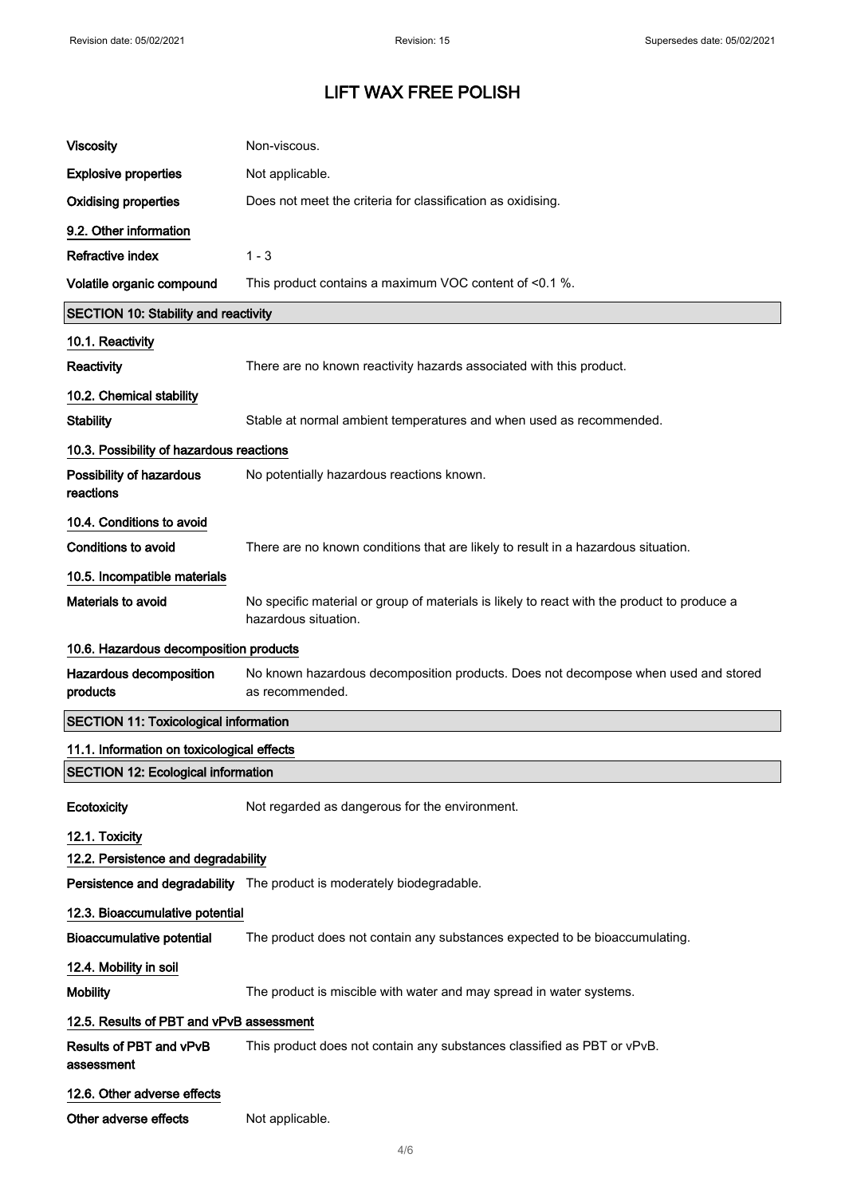# LIFT WAX FREE POLISH

| | |
|---|---|
| **Viscosity** | Non-viscous. |
| **Explosive properties** | Not applicable. |
| **Oxidising properties** | Does not meet the criteria for classification as oxidising. |

### 9.2. Other information

| | |
|---|---|
| **Refractive index** | 1 - 3 |
| **Volatile organic compound** | This product contains a maximum VOC content of <0.1 %. |

## SECTION 10: Stability and reactivity

### 10.1. Reactivity

**Reactivity** There are no known reactivity hazards associated with this product.

### 10.2. Chemical stability

**Stability** Stable at normal ambient temperatures and when used as recommended.

### 10.3. Possibility of hazardous reactions

**Possibility of hazardous reactions** No potentially hazardous reactions known.

### 10.4. Conditions to avoid

**Conditions to avoid** There are no known conditions that are likely to result in a hazardous situation.

### 10.5. Incompatible materials

**Materials to avoid** No specific material or group of materials is likely to react with the product to produce a hazardous situation.

### 10.6. Hazardous decomposition products

**Hazardous decomposition products** No known hazardous decomposition products. Does not decompose when used and stored as recommended.

## SECTION 11: Toxicological information

### 11.1. Information on toxicological effects

## SECTION 12: Ecological information

**Ecotoxicity** Not regarded as dangerous for the environment.

### 12.1. Toxicity

### 12.2. Persistence and degradability

**Persistence and degradability** The product is moderately biodegradable.

### 12.3. Bioaccumulative potential

**Bioaccumulative potential** The product does not contain any substances expected to be bioaccumulating.

### 12.4. Mobility in soil

**Mobility** The product is miscible with water and may spread in water systems.

### 12.5. Results of PBT and vPvB assessment

**Results of PBT and vPvB assessment** This product does not contain any substances classified as PBT or vPvB.

### 12.6. Other adverse effects

**Other adverse effects** Not applicable.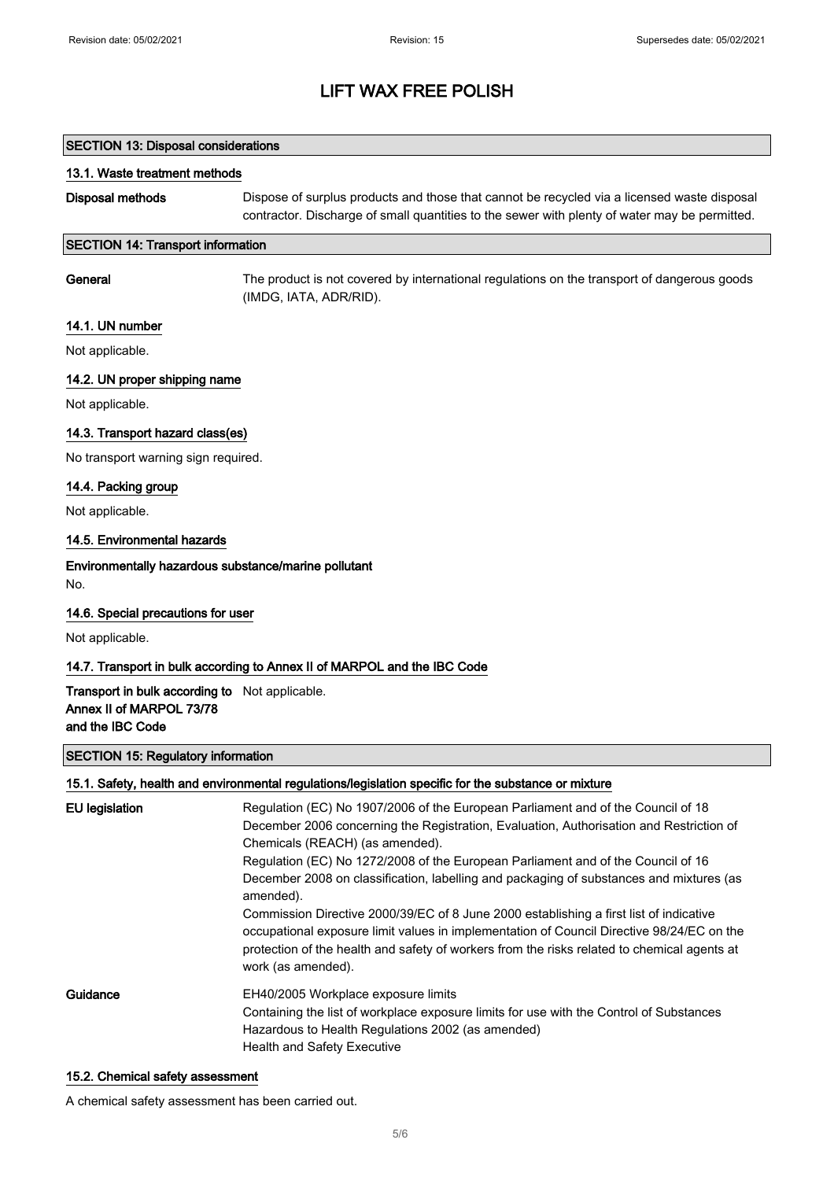# LIFT WAX FREE POLISH

## SECTION 13: Disposal considerations

### 13.1. Waste treatment methods

**Disposal methods** Dispose of surplus products and those that cannot be recycled via a licensed waste disposal contractor. Discharge of small quantities to the sewer with plenty of water may be permitted.

## SECTION 14: Transport information

**General** The product is not covered by international regulations on the transport of dangerous goods (IMDG, IATA, ADR/RID).

### 14.1. UN number

Not applicable.

### 14.2. UN proper shipping name

Not applicable.

### 14.3. Transport hazard class(es)

No transport warning sign required.

### 14.4. Packing group

Not applicable.

### 14.5. Environmental hazards

**Environmentally hazardous substance/marine pollutant**

No.

### 14.6. Special precautions for user

Not applicable.

### 14.7. Transport in bulk according to Annex II of MARPOL and the IBC Code

**Transport in bulk according to Annex II of MARPOL 73/78 and the IBC Code** Not applicable.

## SECTION 15: Regulatory information

### 15.1. Safety, health and environmental regulations/legislation specific for the substance or mixture

**EU legislation** Regulation (EC) No 1907/2006 of the European Parliament and of the Council of 18 December 2006 concerning the Registration, Evaluation, Authorisation and Restriction of Chemicals (REACH) (as amended).
Regulation (EC) No 1272/2008 of the European Parliament and of the Council of 16 December 2008 on classification, labelling and packaging of substances and mixtures (as amended).
Commission Directive 2000/39/EC of 8 June 2000 establishing a first list of indicative occupational exposure limit values in implementation of Council Directive 98/24/EC on the protection of the health and safety of workers from the risks related to chemical agents at work (as amended).

**Guidance** EH40/2005 Workplace exposure limits
Containing the list of workplace exposure limits for use with the Control of Substances Hazardous to Health Regulations 2002 (as amended)
Health and Safety Executive

### 15.2. Chemical safety assessment

A chemical safety assessment has been carried out.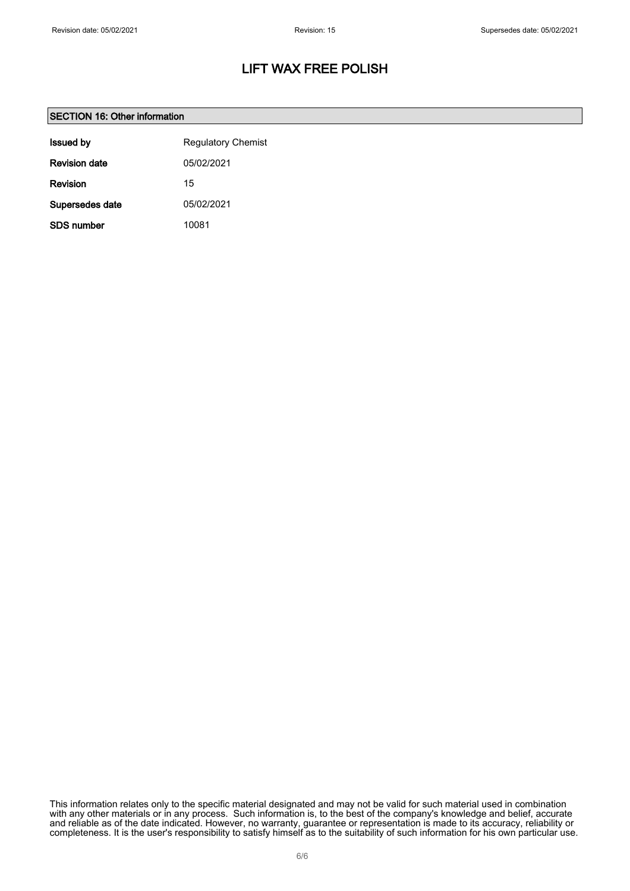## SECTION 16: Other information

| | |
|---|---|
| **Issued by** | Regulatory Chemist |
| **Revision date** | 05/02/2021 |
| **Revision** | 15 |
| **Supersedes date** | 05/02/2021 |
| **SDS number** | 10081 |

This information relates only to the specific material designated and may not be valid for such material used in combination with any other materials or in any process. Such information is, to the best of the company's knowledge and belief, accurate and reliable as of the date indicated. However, no warranty, guarantee or representation is made to its accuracy, reliability or completeness. It is the user's responsibility to satisfy himself as to the suitability of such information for his own particular use.